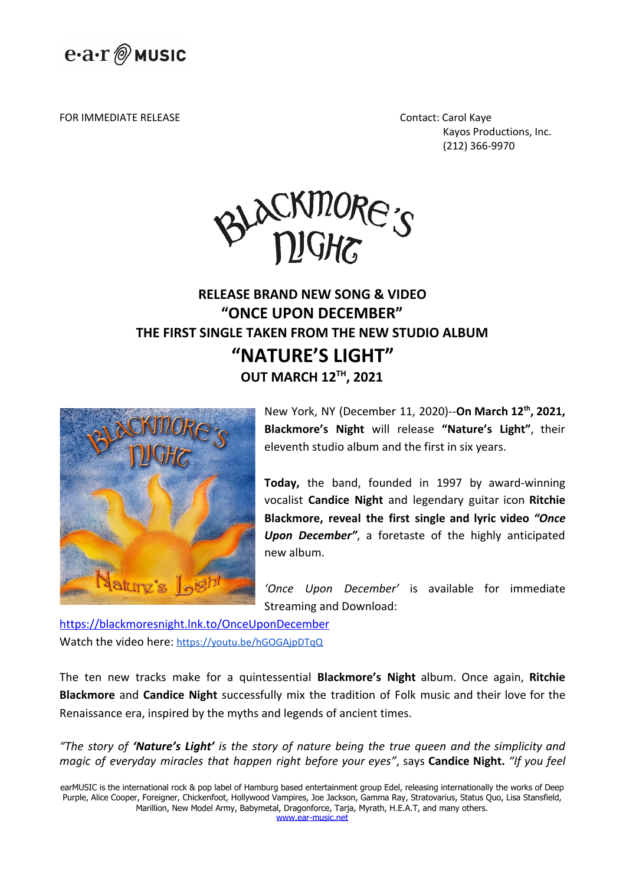FOR IMMEDIATE RELEASE

Contact: Carol Kaye
Kayos Productions, Inc.
(212) 366-9970

# BLACKMORE'S NIGHT

## RELEASE BRAND NEW SONG & VIDEO
## "ONCE UPON DECEMBER"
## THE FIRST SINGLE TAKEN FROM THE NEW STUDIO ALBUM
# "NATURE'S LIGHT"
## OUT MARCH 12TH, 2021

New York, NY (December 11, 2020)--**On March 12th, 2021, Blackmore's Night** will release **"Nature's Light"**, their eleventh studio album and the first in six years.

**Today,** the band, founded in 1997 by award-winning vocalist **Candice Night** and legendary guitar icon **Ritchie Blackmore, reveal the first single and lyric video *"Once Upon December"***, a foretaste of the highly anticipated new album.

*'Once Upon December'* is available for immediate Streaming and Download:
https://blackmoresnight.lnk.to/OnceUponDecember
Watch the video here: https://youtu.be/hGOGAjpDTqQ

The ten new tracks make for a quintessential **Blackmore's Night** album. Once again, **Ritchie Blackmore** and **Candice Night** successfully mix the tradition of Folk music and their love for the Renaissance era, inspired by the myths and legends of ancient times.

*"The story of **'Nature's Light'** is the story of nature being the true queen and the simplicity and magic of everyday miracles that happen right before your eyes"*, says **Candice Night.** *"If you feel*

earMUSIC is the international rock & pop label of Hamburg based entertainment group Edel, releasing internationally the works of Deep Purple, Alice Cooper, Foreigner, Chickenfoot, Hollywood Vampires, Joe Jackson, Gamma Ray, Stratovarius, Status Quo, Lisa Stansfield, Marillion, New Model Army, Babymetal, Dragonforce, Tarja, Myrath, H.E.A.T, and many others.
www.ear-music.net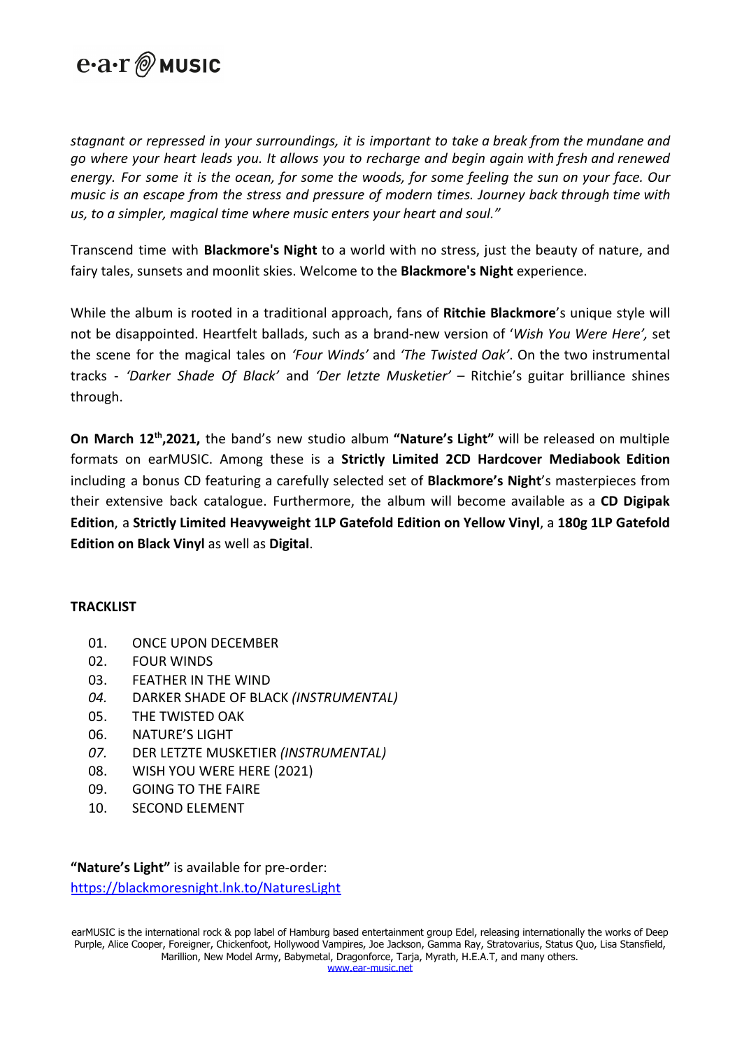*stagnant or repressed in your surroundings, it is important to take a break from the mundane and go where your heart leads you. It allows you to recharge and begin again with fresh and renewed energy. For some it is the ocean, for some the woods, for some feeling the sun on your face. Our music is an escape from the stress and pressure of modern times. Journey back through time with us, to a simpler, magical time where music enters your heart and soul."*

Transcend time with **Blackmore's Night** to a world with no stress, just the beauty of nature, and fairy tales, sunsets and moonlit skies. Welcome to the **Blackmore's Night** experience.

While the album is rooted in a traditional approach, fans of **Ritchie Blackmore**'s unique style will not be disappointed. Heartfelt ballads, such as a brand-new version of '*Wish You Were Here',* set the scene for the magical tales on *'Four Winds'* and *'The Twisted Oak'*. On the two instrumental tracks - *'Darker Shade Of Black'* and *'Der letzte Musketier'* – Ritchie's guitar brilliance shines through.

**On March 12th,2021,** the band's new studio album **"Nature's Light"** will be released on multiple formats on earMUSIC. Among these is a **Strictly Limited 2CD Hardcover Mediabook Edition** including a bonus CD featuring a carefully selected set of **Blackmore's Night**'s masterpieces from their extensive back catalogue. Furthermore, the album will become available as a **CD Digipak Edition**, a **Strictly Limited Heavyweight 1LP Gatefold Edition on Yellow Vinyl**, a **180g 1LP Gatefold Edition on Black Vinyl** as well as **Digital**.

**TRACKLIST**

01. ONCE UPON DECEMBER
02. FOUR WINDS
03. FEATHER IN THE WIND
04. DARKER SHADE OF BLACK *(INSTRUMENTAL)*
05. THE TWISTED OAK
06. NATURE'S LIGHT
07. DER LETZTE MUSKETIER *(INSTRUMENTAL)*
08. WISH YOU WERE HERE (2021)
09. GOING TO THE FAIRE
10. SECOND ELEMENT

**"Nature's Light"** is available for pre-order:
https://blackmoresnight.lnk.to/NaturesLight

earMUSIC is the international rock & pop label of Hamburg based entertainment group Edel, releasing internationally the works of Deep Purple, Alice Cooper, Foreigner, Chickenfoot, Hollywood Vampires, Joe Jackson, Gamma Ray, Stratovarius, Status Quo, Lisa Stansfield, Marillion, New Model Army, Babymetal, Dragonforce, Tarja, Myrath, H.E.A.T, and many others.
www.ear-music.net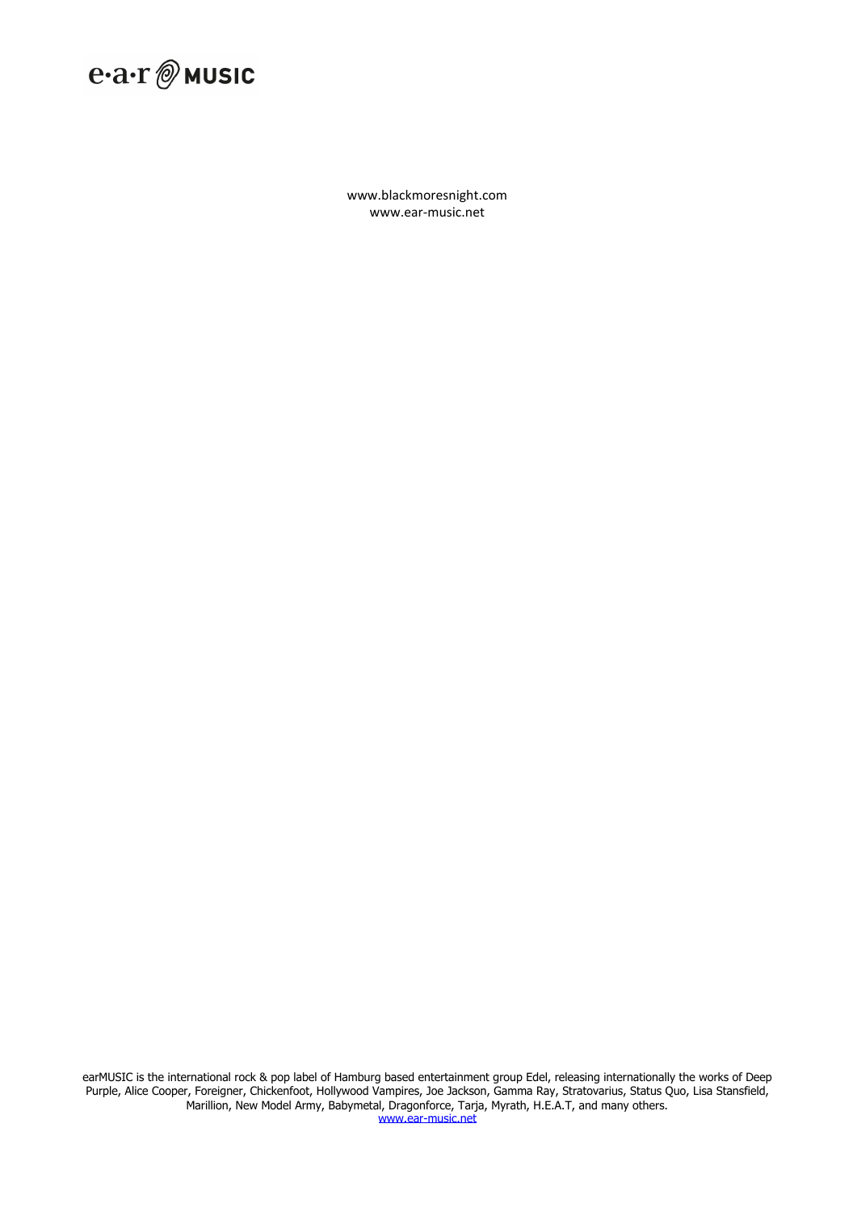www.blackmoresnight.com
www.ear-music.net

earMUSIC is the international rock & pop label of Hamburg based entertainment group Edel, releasing internationally the works of Deep Purple, Alice Cooper, Foreigner, Chickenfoot, Hollywood Vampires, Joe Jackson, Gamma Ray, Stratovarius, Status Quo, Lisa Stansfield, Marillion, New Model Army, Babymetal, Dragonforce, Tarja, Myrath, H.E.A.T, and many others.
www.ear-music.net